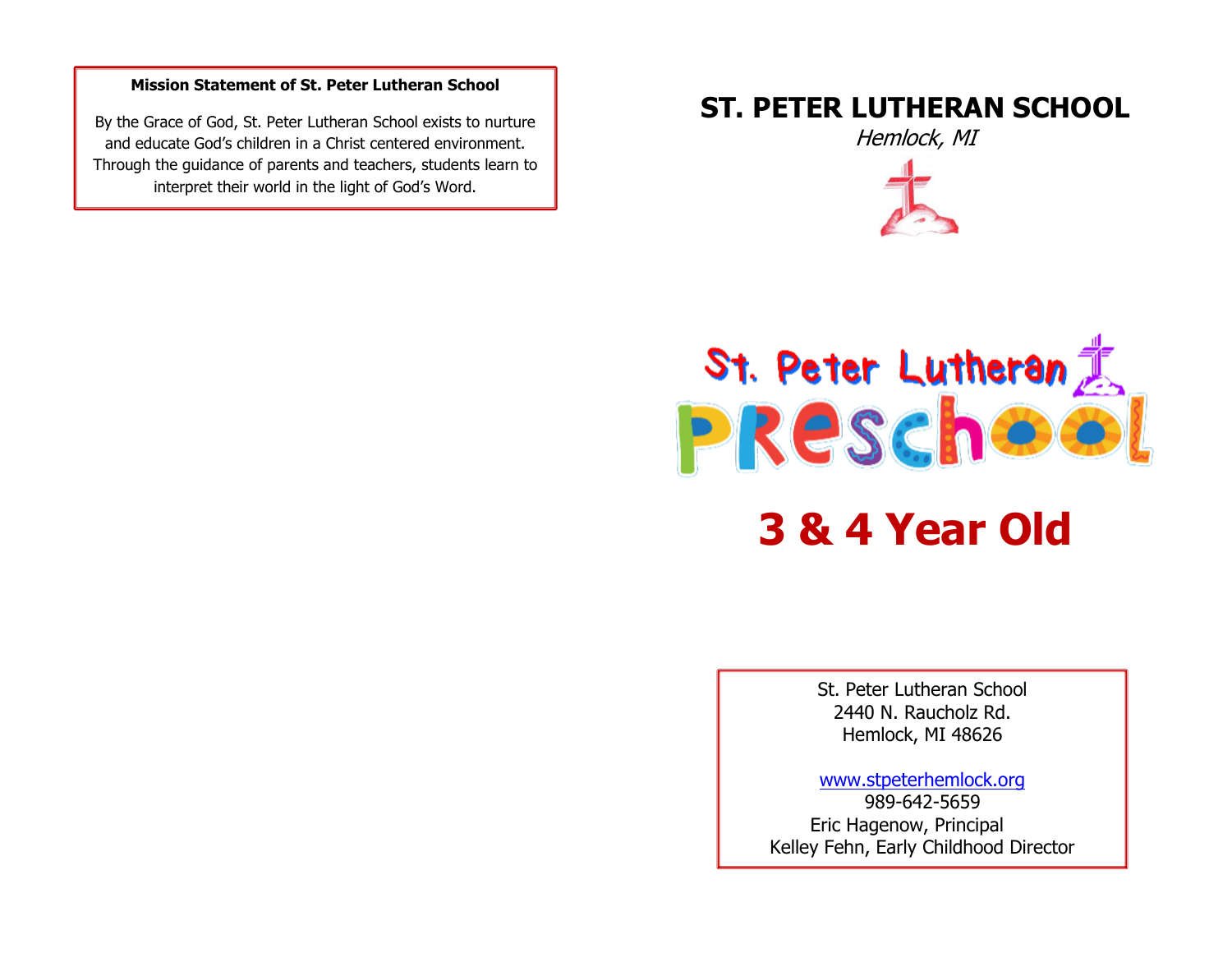**Mission Statement of St. Peter Lutheran School**

By the Grace of God, St. Peter Lutheran School exists to nurture and educate God's children in a Christ centered environment. Through the guidance of parents and teachers, students learn to interpret their world in the light of God's Word.

# ST. PETER LUTHERAN SCHOOL

*Hemlock, MI*

St. Peter Lutheran PRESCHOOL

# 3 & 4 Year Old

St. Peter Lutheran School
2440 N. Raucholz Rd.
Hemlock, MI 48626

www.stpeterhemlock.org
989-642-5659
Eric Hagenow, Principal
Kelley Fehn, Early Childhood Director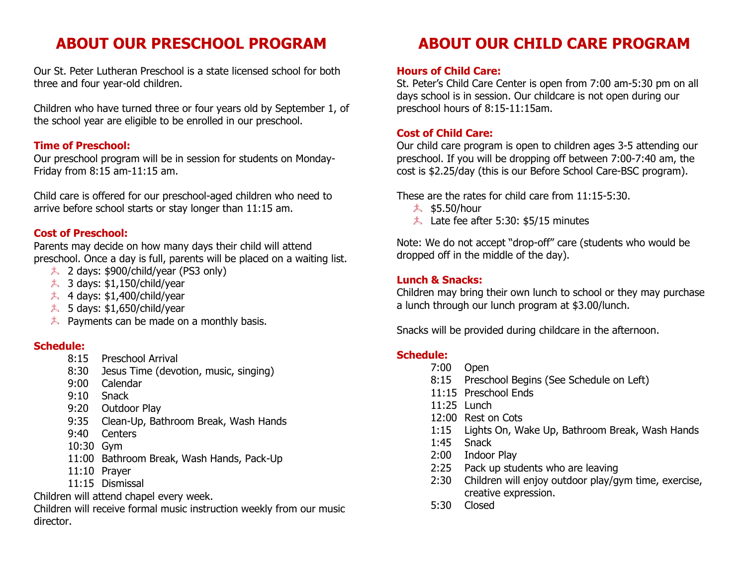# ABOUT OUR PRESCHOOL PROGRAM

Our St. Peter Lutheran Preschool is a state licensed school for both three and four year-old children.

Children who have turned three or four years old by September 1, of the school year are eligible to be enrolled in our preschool.

### Time of Preschool:

Our preschool program will be in session for students on Monday-Friday from 8:15 am-11:15 am.

Child care is offered for our preschool-aged children who need to arrive before school starts or stay longer than 11:15 am.

### Cost of Preschool:

Parents may decide on how many days their child will attend preschool. Once a day is full, parents will be placed on a waiting list.

- 2 days: $900/child/year (PS3 only)
- 3 days: $1,150/child/year
- 4 days: $1,400/child/year
- 5 days: $1,650/child/year
- Payments can be made on a monthly basis.

### Schedule:

| | |
|---|---|
| 8:15 | Preschool Arrival |
| 8:30 | Jesus Time (devotion, music, singing) |
| 9:00 | Calendar |
| 9:10 | Snack |
| 9:20 | Outdoor Play |
| 9:35 | Clean-Up, Bathroom Break, Wash Hands |
| 9:40 | Centers |
| 10:30 | Gym |
| 11:00 | Bathroom Break, Wash Hands, Pack-Up |
| 11:10 | Prayer |
| 11:15 | Dismissal |

Children will attend chapel every week.
Children will receive formal music instruction weekly from our music director.

# ABOUT OUR CHILD CARE PROGRAM

### Hours of Child Care:

St. Peter's Child Care Center is open from 7:00 am-5:30 pm on all days school is in session. Our childcare is not open during our preschool hours of 8:15-11:15am.

### Cost of Child Care:

Our child care program is open to children ages 3-5 attending our preschool. If you will be dropping off between 7:00-7:40 am, the cost is $2.25/day (this is our Before School Care-BSC program).

These are the rates for child care from 11:15-5:30.

- $5.50/hour
- Late fee after 5:30: $5/15 minutes

Note: We do not accept "drop-off" care (students who would be dropped off in the middle of the day).

### Lunch & Snacks:

Children may bring their own lunch to school or they may purchase a lunch through our lunch program at $3.00/lunch.

Snacks will be provided during childcare in the afternoon.

### Schedule:

| | |
|---|---|
| 7:00 | Open |
| 8:15 | Preschool Begins (See Schedule on Left) |
| 11:15 | Preschool Ends |
| 11:25 | Lunch |
| 12:00 | Rest on Cots |
| 1:15 | Lights On, Wake Up, Bathroom Break, Wash Hands |
| 1:45 | Snack |
| 2:00 | Indoor Play |
| 2:25 | Pack up students who are leaving |
| 2:30 | Children will enjoy outdoor play/gym time, exercise, creative expression. |
| 5:30 | Closed |